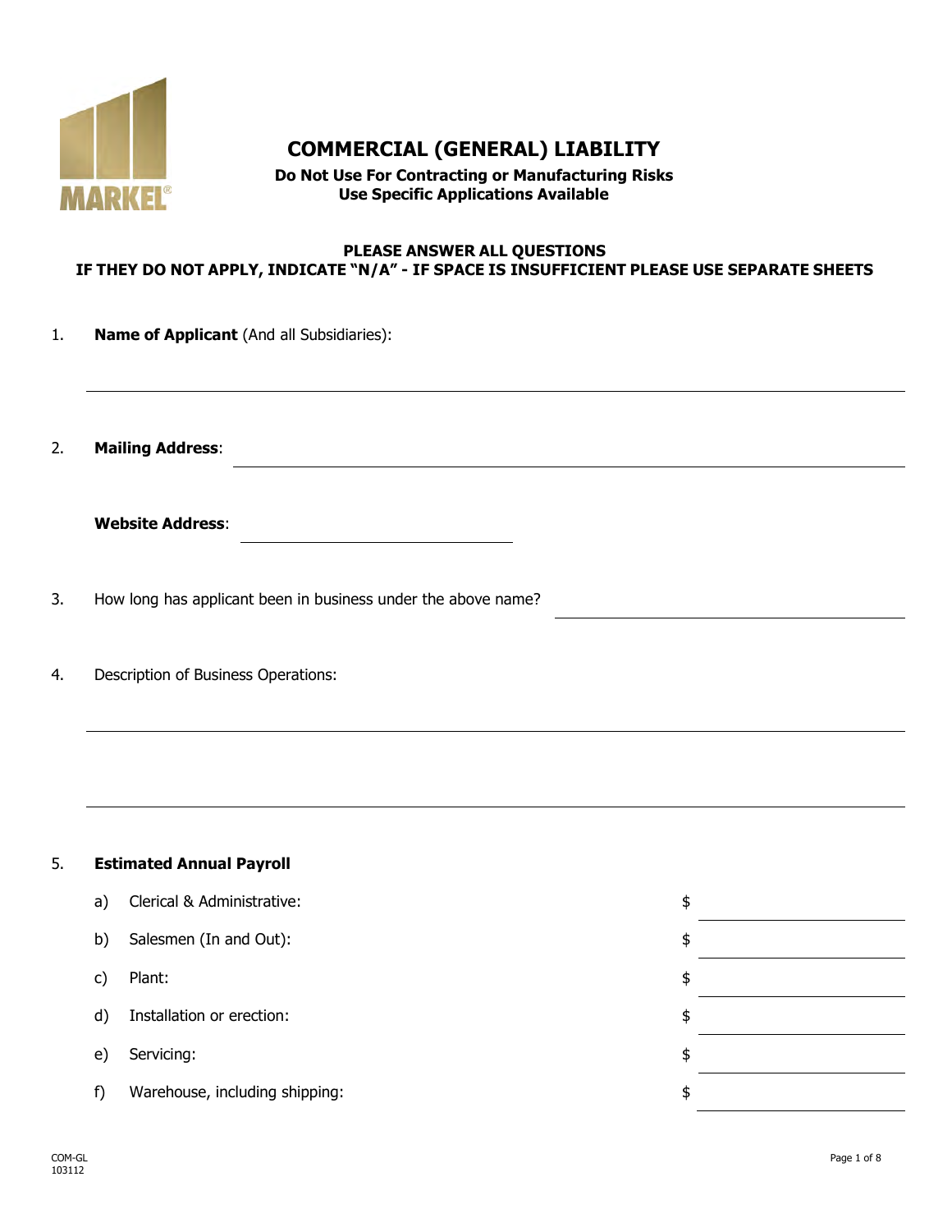# COMMERCIAL (GENERAL) LIABILITY

**Do Not Use For Contracting or Manufacturing Risks**
**Use Specific Applications Available**

**PLEASE ANSWER ALL QUESTIONS**
**IF THEY DO NOT APPLY, INDICATE "N/A" - IF SPACE IS INSUFFICIENT PLEASE USE SEPARATE SHEETS**

1. **Name of Applicant** (And all Subsidiaries): ______________________________

2. **Mailing Address**: ______________________________

   **Website Address**: ______________________________

3. How long has applicant been in business under the above name? ______________________________

4. Description of Business Operations: ______________________________

   ______________________________

5. **Estimated Annual Payroll**

   a) Clerical & Administrative: $ ______________

   b) Salesmen (In and Out): $ ______________

   c) Plant: $ ______________

   d) Installation or erection: $ ______________

   e) Servicing: $ ______________

   f) Warehouse, including shipping: $ ______________

COM-GL
103112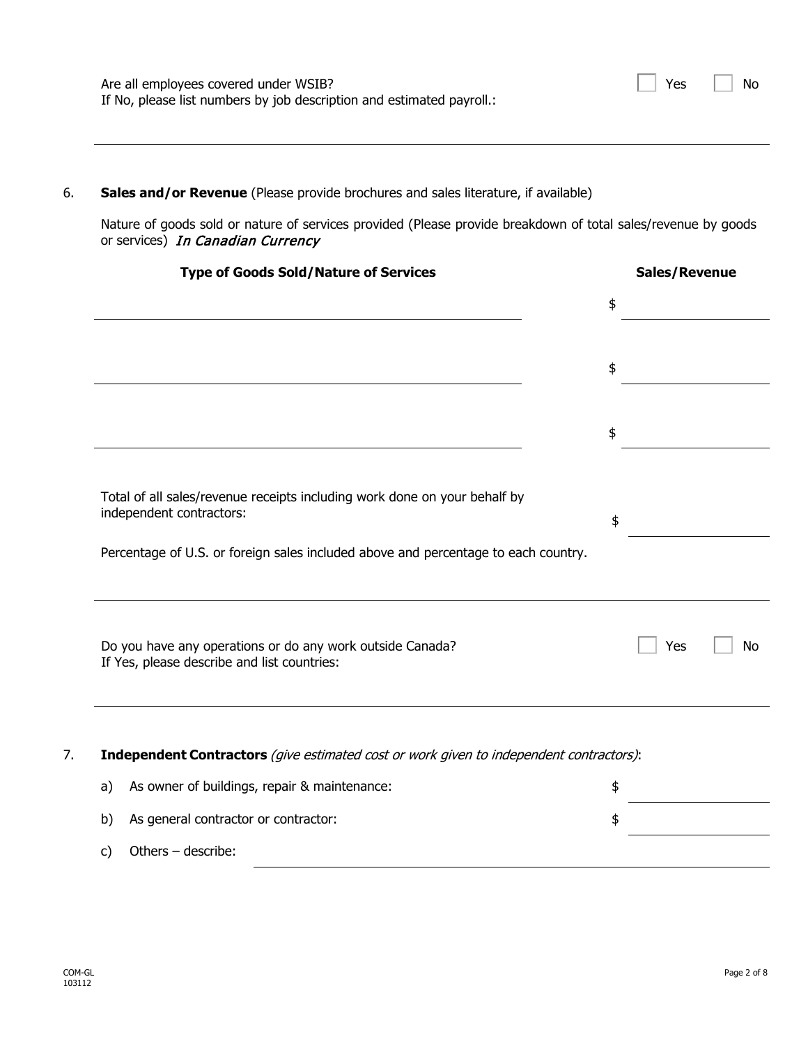Are all employees covered under WSIB? ☐ Yes ☐ No
If No, please list numbers by job description and estimated payroll.:

_______________________________________________

6. **Sales and/or Revenue** (Please provide brochures and sales literature, if available)

   Nature of goods sold or nature of services provided (Please provide breakdown of total sales/revenue by goods or services) *In Canadian Currency*

| Type of Goods Sold/Nature of Services | Sales/Revenue |
|---|---|
| | $ |
| | $ |
| | $ |

   Total of all sales/revenue receipts including work done on your behalf by independent contractors: $ ____________

   Percentage of U.S. or foreign sales included above and percentage to each country.

   _______________________________________________

   Do you have any operations or do any work outside Canada? ☐ Yes ☐ No
   If Yes, please describe and list countries:

   _______________________________________________

7. **Independent Contractors** *(give estimated cost or work given to independent contractors)*:

   a) As owner of buildings, repair & maintenance: $ ____________

   b) As general contractor or contractor: $ ____________

   c) Others – describe: ____________

COM-GL
103112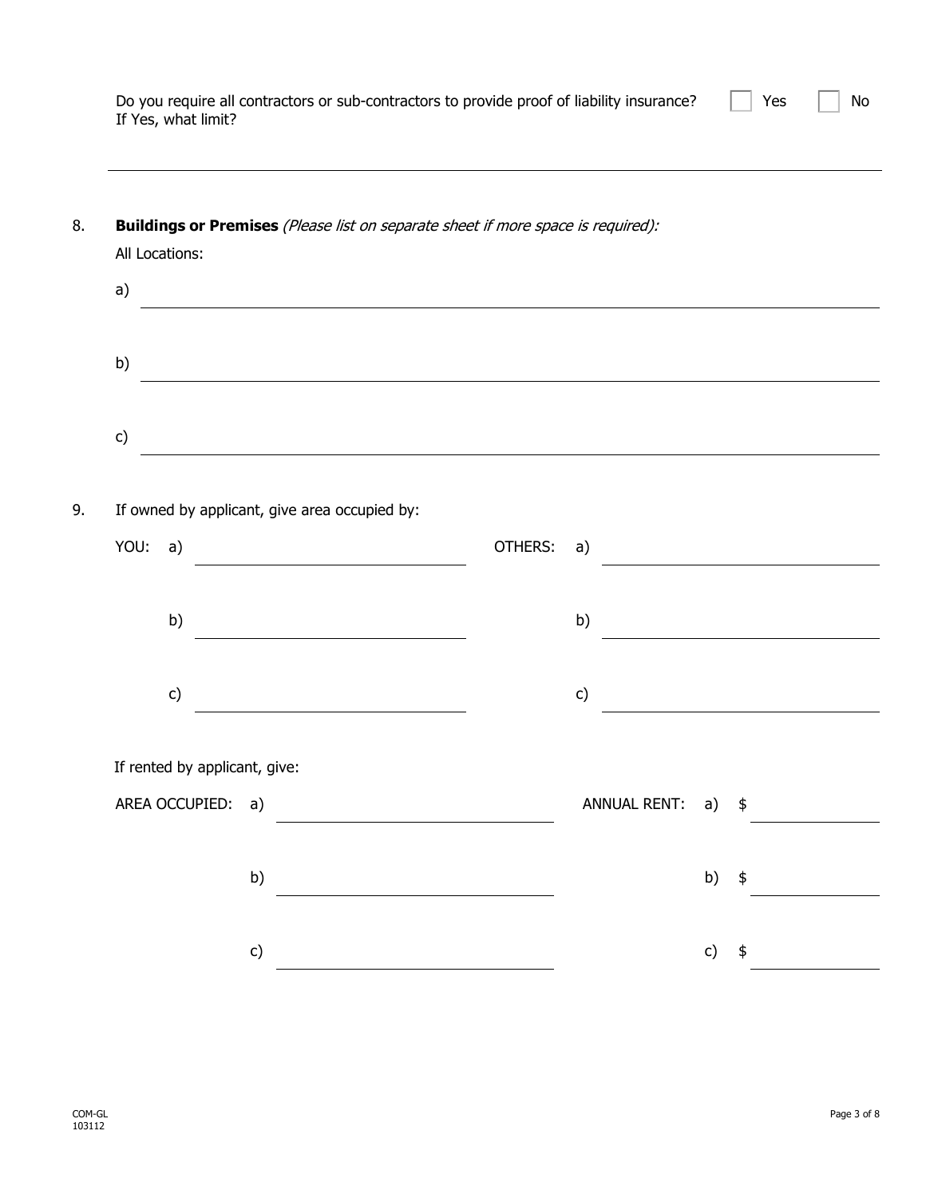Do you require all contractors or sub-contractors to provide proof of liability insurance? ☐ Yes ☐ No
If Yes, what limit?

______________________________________________

8. **Buildings or Premises** *(Please list on separate sheet if more space is required):*

   All Locations:

   a) ______________________________________________

   b) ______________________________________________

   c) ______________________________________________

9. If owned by applicant, give area occupied by:

   | YOU: | | OTHERS: | |
   |---|---|---|---|
   | a) | ____________ | a) | ____________ |
   | b) | ____________ | b) | ____________ |
   | c) | ____________ | c) | ____________ |

   If rented by applicant, give:

   | AREA OCCUPIED: | | ANNUAL RENT: | |
   |---|---|---|---|
   | a) | ____________ | a) | $ ____________ |
   | b) | ____________ | b) | $ ____________ |
   | c) | ____________ | c) | $ ____________ |

COM-GL
103112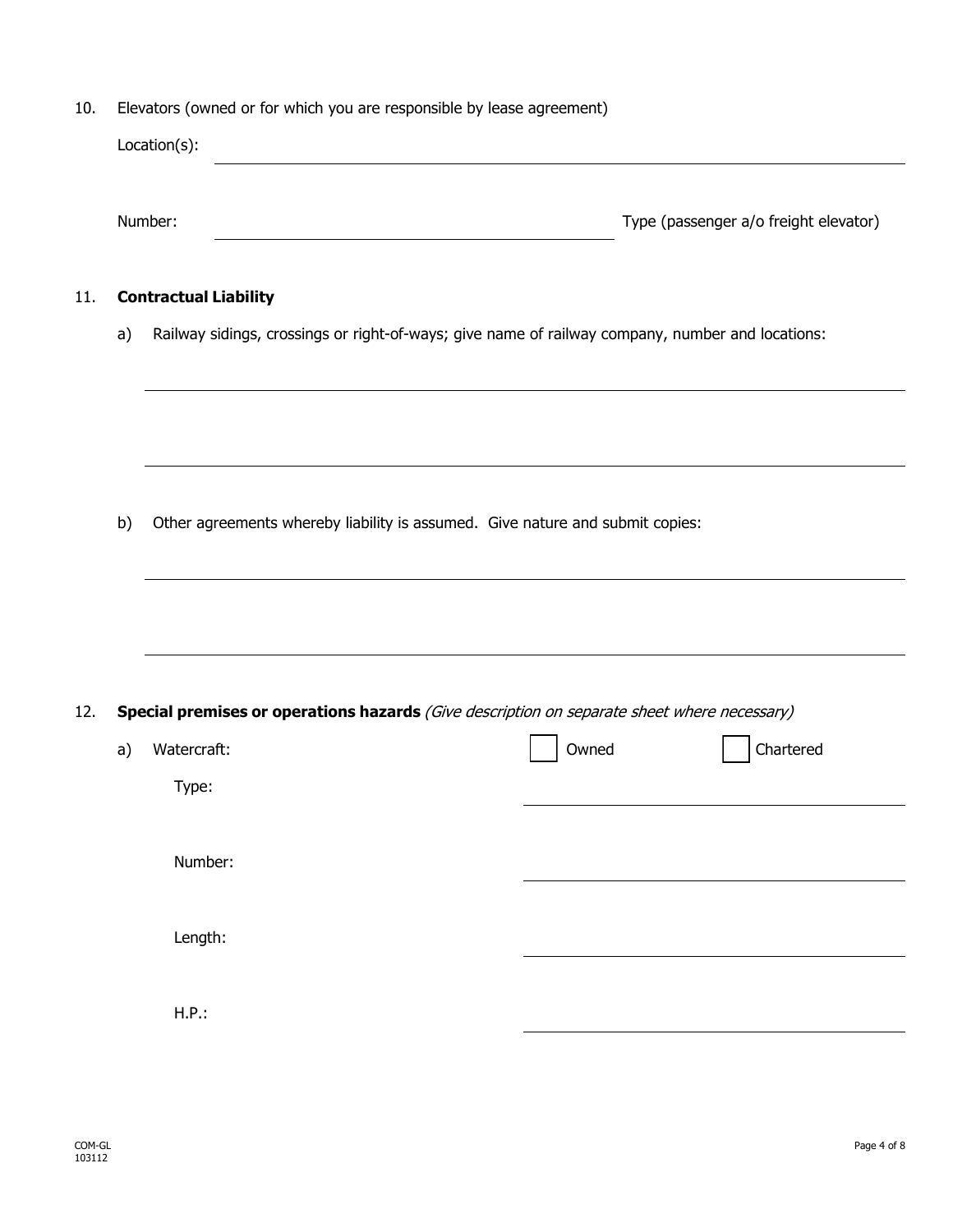10. Elevators (owned or for which you are responsible by lease agreement)

    Location(s): ____________________________________________

    Number: ______________________ Type (passenger a/o freight elevator)

11. **Contractual Liability**

    a) Railway sidings, crossings or right-of-ways; give name of railway company, number and locations:

    ____________________________________________

    ____________________________________________

    b) Other agreements whereby liability is assumed. Give nature and submit copies:

    ____________________________________________

    ____________________________________________

12. **Special premises or operations hazards** *(Give description on separate sheet where necessary)*

    a) Watercraft: ☐ Owned ☐ Chartered

       Type: ______________________

       Number: ______________________

       Length: ______________________

       H.P.: ______________________

COM-GL
103112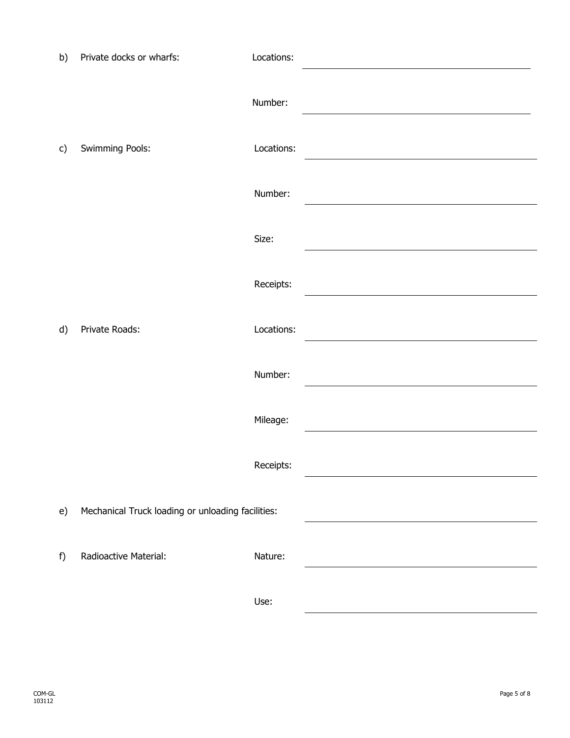b) Private docks or wharfs:

Locations: \_\_\_\_\_\_\_\_\_\_\_\_\_\_\_\_\_\_\_\_

Number: \_\_\_\_\_\_\_\_\_\_\_\_\_\_\_\_\_\_\_\_

c) Swimming Pools:

Locations: \_\_\_\_\_\_\_\_\_\_\_\_\_\_\_\_\_\_\_\_

Number: \_\_\_\_\_\_\_\_\_\_\_\_\_\_\_\_\_\_\_\_

Size: \_\_\_\_\_\_\_\_\_\_\_\_\_\_\_\_\_\_\_\_

Receipts: \_\_\_\_\_\_\_\_\_\_\_\_\_\_\_\_\_\_\_\_

d) Private Roads:

Locations: \_\_\_\_\_\_\_\_\_\_\_\_\_\_\_\_\_\_\_\_

Number: \_\_\_\_\_\_\_\_\_\_\_\_\_\_\_\_\_\_\_\_

Mileage: \_\_\_\_\_\_\_\_\_\_\_\_\_\_\_\_\_\_\_\_

Receipts: \_\_\_\_\_\_\_\_\_\_\_\_\_\_\_\_\_\_\_\_

e) Mechanical Truck loading or unloading facilities: \_\_\_\_\_\_\_\_\_\_\_\_\_\_\_\_\_\_\_\_

f) Radioactive Material:

Nature: \_\_\_\_\_\_\_\_\_\_\_\_\_\_\_\_\_\_\_\_

Use: \_\_\_\_\_\_\_\_\_\_\_\_\_\_\_\_\_\_\_\_

COM-GL
103112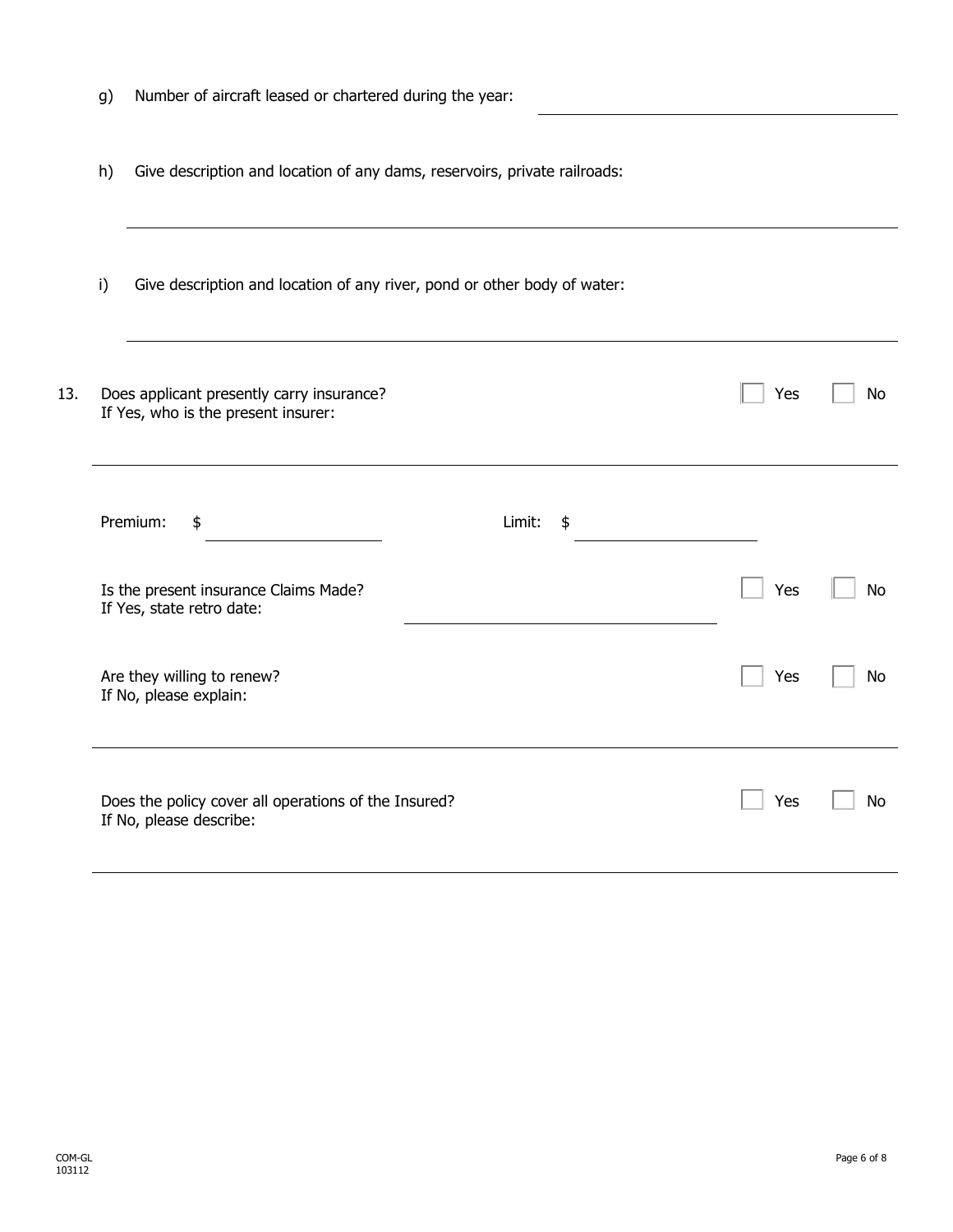g) Number of aircraft leased or chartered during the year: \_\_\_\_\_\_\_\_\_\_\_\_\_\_\_\_\_\_\_\_

h) Give description and location of any dams, reservoirs, private railroads:

\_\_\_\_\_\_\_\_\_\_\_\_\_\_\_\_\_\_\_\_\_\_\_\_\_\_\_\_\_\_\_\_\_\_\_\_\_\_\_\_

i) Give description and location of any river, pond or other body of water:

\_\_\_\_\_\_\_\_\_\_\_\_\_\_\_\_\_\_\_\_\_\_\_\_\_\_\_\_\_\_\_\_\_\_\_\_\_\_\_\_

13. Does applicant presently carry insurance? ☐ Yes ☐ No
If Yes, who is the present insurer:

\_\_\_\_\_\_\_\_\_\_\_\_\_\_\_\_\_\_\_\_\_\_\_\_\_\_\_\_\_\_\_\_\_\_\_\_\_\_\_\_

Premium: $ \_\_\_\_\_\_\_\_\_\_\_\_\_\_\_\_ Limit: $ \_\_\_\_\_\_\_\_\_\_\_\_\_\_\_\_

Is the present insurance Claims Made? ☐ Yes ☐ No
If Yes, state retro date: \_\_\_\_\_\_\_\_\_\_\_\_\_\_\_\_\_\_\_\_

Are they willing to renew? ☐ Yes ☐ No
If No, please explain:

\_\_\_\_\_\_\_\_\_\_\_\_\_\_\_\_\_\_\_\_\_\_\_\_\_\_\_\_\_\_\_\_\_\_\_\_\_\_\_\_

Does the policy cover all operations of the Insured? ☐ Yes ☐ No
If No, please describe:

\_\_\_\_\_\_\_\_\_\_\_\_\_\_\_\_\_\_\_\_\_\_\_\_\_\_\_\_\_\_\_\_\_\_\_\_\_\_\_\_

COM-GL
103112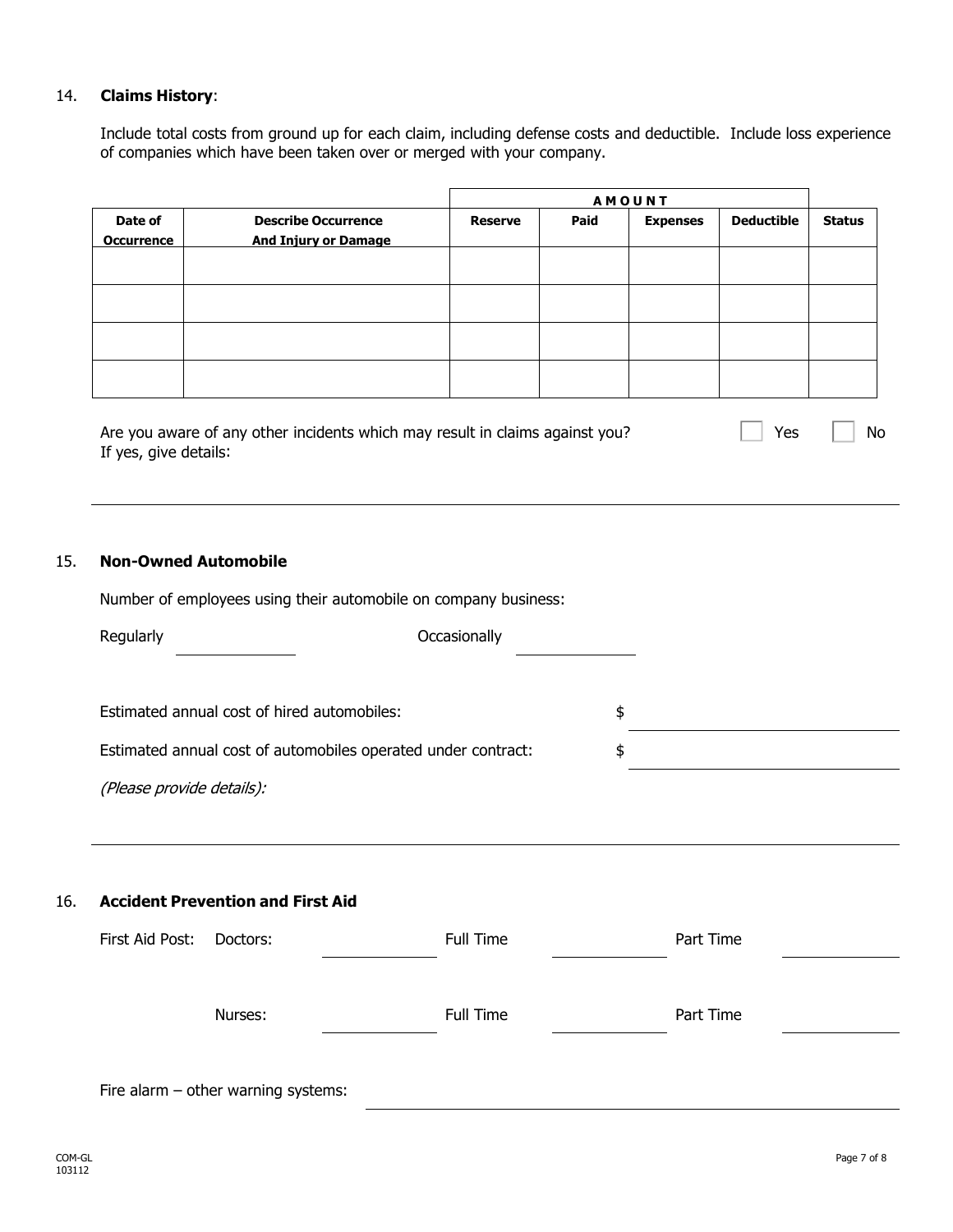14. **Claims History**:

Include total costs from ground up for each claim, including defense costs and deductible. Include loss experience of companies which have been taken over or merged with your company.

| | | AMOUNT | | | | |
|---|---|---|---|---|---|---|
| **Date of Occurrence** | **Describe Occurrence And Injury or Damage** | **Reserve** | **Paid** | **Expenses** | **Deductible** | **Status** |
| | | | | | | |
| | | | | | | |
| | | | | | | |
| | | | | | | |

Are you aware of any other incidents which may result in claims against you? ☐ Yes ☐ No
If yes, give details:

_______________________________________________

15. **Non-Owned Automobile**

Number of employees using their automobile on company business:

Regularly ____________ Occasionally ____________

Estimated annual cost of hired automobiles: $ ____________

Estimated annual cost of automobiles operated under contract: $ ____________

*(Please provide details):*

_______________________________________________

16. **Accident Prevention and First Aid**

First Aid Post: Doctors: ____________ Full Time ____________ Part Time ____________

Nurses: ____________ Full Time ____________ Part Time ____________

Fire alarm – other warning systems: ____________

COM-GL
103112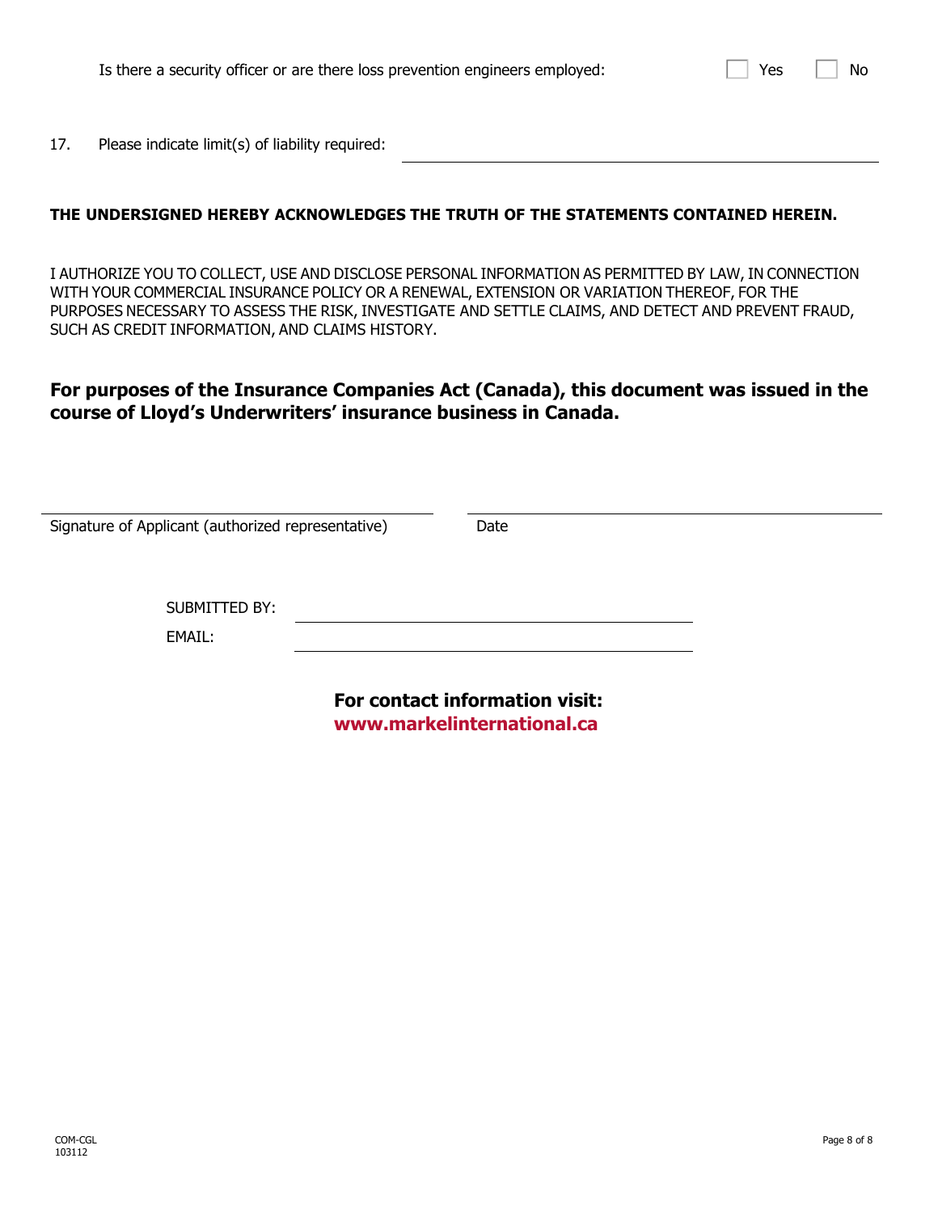Is there a security officer or are there loss prevention engineers employed: ☐ Yes ☐ No

17. Please indicate limit(s) of liability required: ______________________________

**THE UNDERSIGNED HEREBY ACKNOWLEDGES THE TRUTH OF THE STATEMENTS CONTAINED HEREIN.**

I AUTHORIZE YOU TO COLLECT, USE AND DISCLOSE PERSONAL INFORMATION AS PERMITTED BY LAW, IN CONNECTION WITH YOUR COMMERCIAL INSURANCE POLICY OR A RENEWAL, EXTENSION OR VARIATION THEREOF, FOR THE PURPOSES NECESSARY TO ASSESS THE RISK, INVESTIGATE AND SETTLE CLAIMS, AND DETECT AND PREVENT FRAUD, SUCH AS CREDIT INFORMATION, AND CLAIMS HISTORY.

**For purposes of the Insurance Companies Act (Canada), this document was issued in the course of Lloyd's Underwriters' insurance business in Canada.**

______________________________ ______________________________

Signature of Applicant (authorized representative) Date

SUBMITTED BY: ______________________________

EMAIL: ______________________________

**For contact information visit:**
**www.markelinternational.ca**

COM-CGL
103112